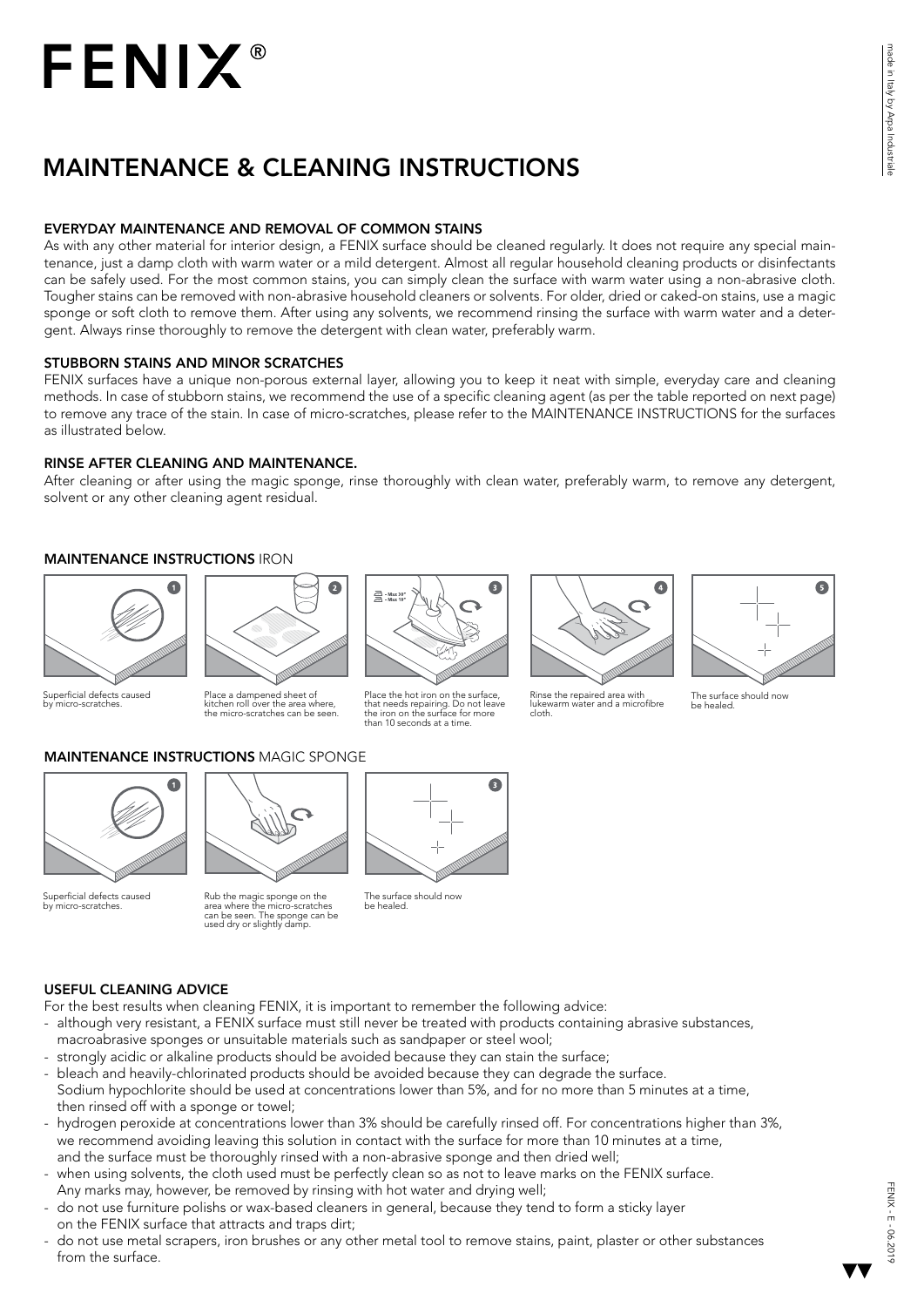# FENIX®

## MAINTENANCE & CLEANING INSTRUCTIONS

### EVERYDAY MAINTENANCE AND REMOVAL OF COMMON STAINS

As with any other material for interior design, a FENIX surface should be cleaned regularly. It does not require any special maintenance, just a damp cloth with warm water or a mild detergent. Almost all regular household cleaning products or disinfectants can be safely used. For the most common stains, you can simply clean the surface with warm water using a non-abrasive cloth. Tougher stains can be removed with non-abrasive household cleaners or solvents. For older, dried or caked-on stains, use a magic sponge or soft cloth to remove them. After using any solvents, we recommend rinsing the surface with warm water and a detergent. Always rinse thoroughly to remove the detergent with clean water, preferably warm.

### STUBBORN STAINS AND MINOR SCRATCHES

FENIX surfaces have a unique non-porous external layer, allowing you to keep it neat with simple, everyday care and cleaning methods. In case of stubborn stains, we recommend the use of a specific cleaning agent (as per the table reported on next page) to remove any trace of the stain. In case of micro-scratches, please refer to the MAINTENANCE INSTRUCTIONS for the surfaces as illustrated below.

### RINSE AFTER CLEANING AND MAINTENANCE.

After cleaning or after using the magic sponge, rinse thoroughly with clean water, preferably warm, to remove any detergent, solvent or any other cleaning agent residual.

### MAINTENANCE INSTRUCTIONS IRON

1. Superficial defects caused by micro-scratches.
2. Place a dampened sheet of kitchen roll over the area where, the micro-scratches can be seen.
3. Place the hot iron on the surface, that needs repairing. Do not leave the iron on the surface for more than 10 seconds at a time.
4. Rinse the repaired area with lukewarm water and a microfibre cloth.
5. The surface should now be healed.

### MAINTENANCE INSTRUCTIONS MAGIC SPONGE

1. Superficial defects caused by micro-scratches.
2. Rub the magic sponge on the area where the micro-scratches can be seen. The sponge can be used dry or slightly damp.
3. The surface should now be healed.

### USEFUL CLEANING ADVICE

For the best results when cleaning FENIX, it is important to remember the following advice:

- although very resistant, a FENIX surface must still never be treated with products containing abrasive substances, macroabrasive sponges or unsuitable materials such as sandpaper or steel wool;
- strongly acidic or alkaline products should be avoided because they can stain the surface;
- bleach and heavily-chlorinated products should be avoided because they can degrade the surface. Sodium hypochlorite should be used at concentrations lower than 5%, and for no more than 5 minutes at a time, then rinsed off with a sponge or towel;
- hydrogen peroxide at concentrations lower than 3% should be carefully rinsed off. For concentrations higher than 3%, we recommend avoiding leaving this solution in contact with the surface for more than 10 minutes at a time, and the surface must be thoroughly rinsed with a non-abrasive sponge and then dried well;
- when using solvents, the cloth used must be perfectly clean so as not to leave marks on the FENIX surface. Any marks may, however, be removed by rinsing with hot water and drying well;
- do not use furniture polishs or wax-based cleaners in general, because they tend to form a sticky layer on the FENIX surface that attracts and traps dirt;
- do not use metal scrapers, iron brushes or any other metal tool to remove stains, paint, plaster or other substances from the surface.

made in Italy by Arpa Industriale

FENIX - E - 06.2019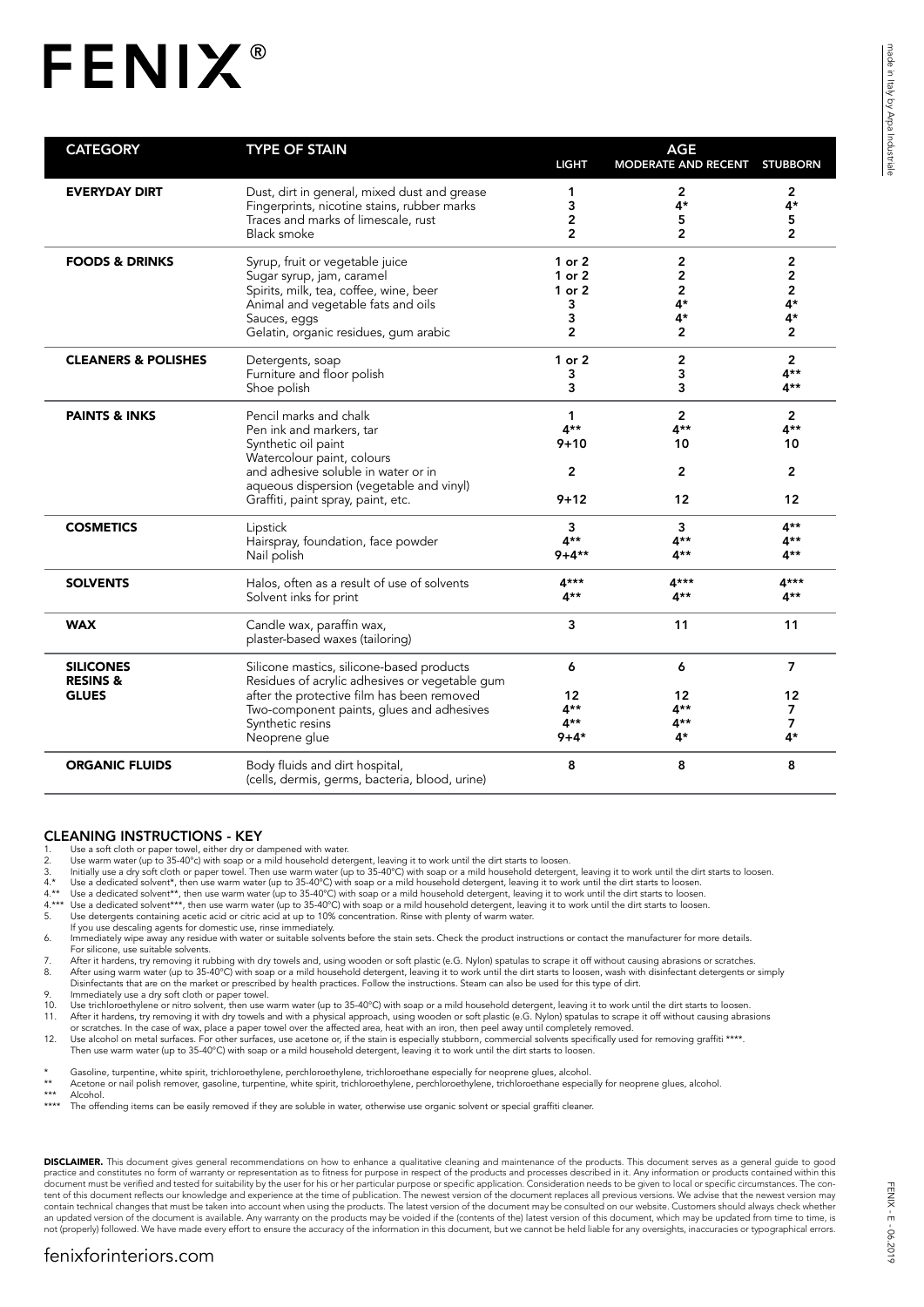# FENIX®

| CATEGORY | TYPE OF STAIN | AGE | | |
|---|---|---|---|---|
| | | LIGHT | MODERATE AND RECENT | STUBBORN |
| **EVERYDAY DIRT** | Dust, dirt in general, mixed dust and grease | 1 | 2 | 2 |
| | Fingerprints, nicotine stains, rubber marks | 3 | 4* | 4* |
| | Traces and marks of limescale, rust | 2 | 5 | 5 |
| | Black smoke | 2 | 2 | 2 |
| **FOODS & DRINKS** | Syrup, fruit or vegetable juice | 1 or 2 | 2 | 2 |
| | Sugar syrup, jam, caramel | 1 or 2 | 2 | 2 |
| | Spirits, milk, tea, coffee, wine, beer | 1 or 2 | 2 | 2 |
| | Animal and vegetable fats and oils | 3 | 4* | 4* |
| | Sauces, eggs | 3 | 4* | 4* |
| | Gelatin, organic residues, gum arabic | 2 | 2 | 2 |
| **CLEANERS & POLISHES** | Detergents, soap | 1 or 2 | 2 | 2 |
| | Furniture and floor polish | 3 | 3 | 4** |
| | Shoe polish | 3 | 3 | 4** |
| **PAINTS & INKS** | Pencil marks and chalk | 1 | 2 | 2 |
| | Pen ink and markers, tar | 4** | 4** | 4** |
| | Synthetic oil paint | 9+10 | 10 | 10 |
| | Watercolour paint, colours and adhesive soluble in water or in aqueous dispersion (vegetable and vinyl) | 2 | 2 | 2 |
| | Graffiti, paint spray, paint, etc. | 9+12 | 12 | 12 |
| **COSMETICS** | Lipstick | 3 | 3 | 4** |
| | Hairspray, foundation, face powder | 4** | 4** | 4** |
| | Nail polish | 9+4** | 4** | 4** |
| **SOLVENTS** | Halos, often as a result of use of solvents | 4*** | 4*** | 4*** |
| | Solvent inks for print | 4** | 4** | 4** |
| **WAX** | Candle wax, paraffin wax, plaster-based waxes (tailoring) | 3 | 11 | 11 |
| **SILICONES RESINS & GLUES** | Silicone mastics, silicone-based products | 6 | 6 | 7 |
| | Residues of acrylic adhesives or vegetable gum after the protective film has been removed | 12 | 12 | 12 |
| | Two-component paints, glues and adhesives | 4** | 4** | 7 |
| | Synthetic resins | 4** | 4** | 7 |
| | Neoprene glue | 9+4* | 4* | 4* |
| **ORGANIC FLUIDS** | Body fluids and dirt hospital, (cells, dermis, germs, bacteria, blood, urine) | 8 | 8 | 8 |

## CLEANING INSTRUCTIONS - KEY

1. Use a soft cloth or paper towel, either dry or dampened with water.
2. Use warm water (up to 35-40°c) with soap or a mild household detergent, leaving it to work until the dirt starts to loosen.
3. Initially use a dry soft cloth or paper towel. Then use warm water (up to 35-40°C) with soap or a mild household detergent, leaving it to work until the dirt starts to loosen.

4.* Use a dedicated solvent*, then use warm water (up to 35-40°C) with soap or a mild household detergent, leaving it to work until the dirt starts to loosen.

4.** Use a dedicated solvent**, then use warm water (up to 35-40°C) with soap or a mild household detergent, leaving it to work until the dirt starts to loosen.

4.*** Use a dedicated solvent***, then use warm water (up to 35-40°C) with soap or a mild household detergent, leaving it to work until the dirt starts to loosen.

5. Use detergents containing acetic acid or citric acid at up to 10% concentration. Rinse with plenty of warm water. If you use descaling agents for domestic use, rinse immediately.
6. Immediately wipe away any residue with water or suitable solvents before the stain sets. Check the product instructions or contact the manufacturer for more details. For silicone, use suitable solvents.
7. After it hardens, try removing it rubbing with dry towels and, using wooden or soft plastic (e.G. Nylon) spatulas to scrape it off without causing abrasions or scratches.
8. After using warm water (up to 35-40°C) with soap or a mild household detergent, leaving it to work until the dirt starts to loosen, wash with disinfectant detergents or simply Disinfectants that are on the market or prescribed by health practices. Follow the instructions. Steam can also be used for this type of dirt.
9. Immediately use a dry soft cloth or paper towel.
10. Use trichloroethylene or nitro solvent, then use warm water (up to 35-40°C) with soap or a mild household detergent, leaving it to work until the dirt starts to loosen.
11. After it hardens, try removing it with dry towels and with a physical approach, using wooden or soft plastic (e.G. Nylon) spatulas to scrape it off without causing abrasions or scratches. In the case of wax, place a paper towel over the affected area, heat with an iron, then peel away until completely removed.
12. Use alcohol on metal surfaces. For other surfaces, use acetone or, if the stain is especially stubborn, commercial solvents specifically used for removing graffiti ****. Then use warm water (up to 35-40°C) with soap or a mild household detergent, leaving it to work until the dirt starts to loosen.

\* Gasoline, turpentine, white spirit, trichloroethylene, perchloroethylene, trichloroethane especially for neoprene glues, alcohol.

\** Acetone or nail polish remover, gasoline, turpentine, white spirit, trichloroethylene, perchloroethylene, trichloroethane especially for neoprene glues, alcohol.

\*** Alcohol.

\**** The offending items can be easily removed if they are soluble in water, otherwise use organic solvent or special graffiti cleaner.

**DISCLAIMER.** This document gives general recommendations on how to enhance a qualitative cleaning and maintenance of the products. This document serves as a general guide to good practice and constitutes no form of warranty or representation as to fitness for purpose in respect of the products and processes described in it. Any information or products contained within this document must be verified and tested for suitability by the user for his or her particular purpose or specific application. Consideration needs to be given to local or specific circumstances. The content of this document reflects our knowledge and experience at the time of publication. The newest version of the document replaces all previous versions. We advise that the newest version may contain technical changes that must be taken into account when using the products. The latest version of the document may be consulted on our website. Customers should always check whether an updated version of the document is available. Any warranty on the products may be voided if the (contents of the) latest version of this document, which may be updated from time to time, is not (properly) followed. We have made every effort to ensure the accuracy of the information in this document, but we cannot be held liable for any oversights, inaccuracies or typographical errors.

fenixforinteriors.com

made in Italy by Arpa Industriale

FENIX - E - 06.2019